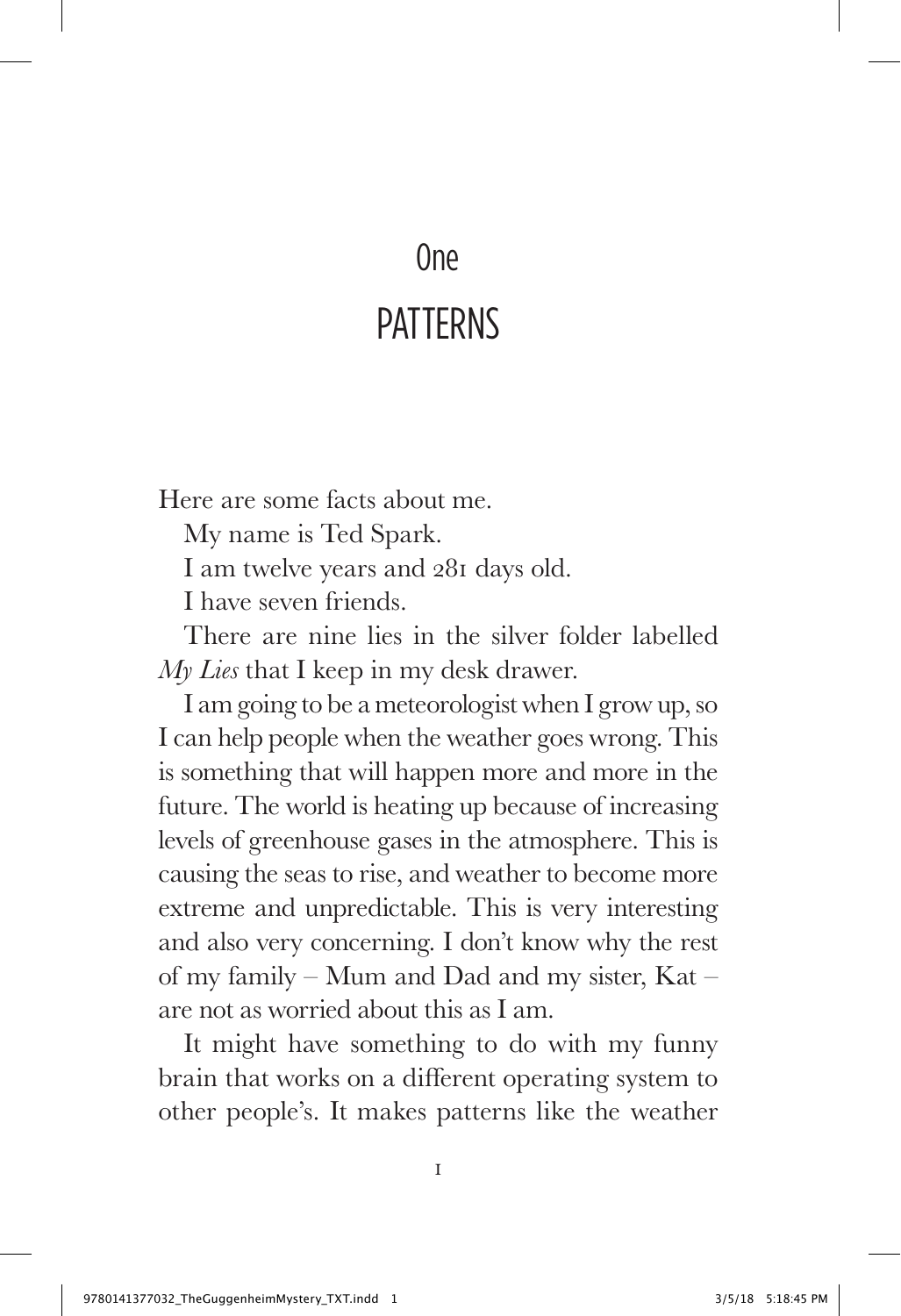# One

# PATTERNS

Here are some facts about me.

My name is Ted Spark.

I am twelve years and 281 days old.

I have seven friends.

There are nine lies in the silver folder labelled *My Lies* that I keep in my desk drawer.

I am going to be a meteorologist when I grow up, so I can help people when the weather goes wrong. This is something that will happen more and more in the future. The world is heating up because of increasing levels of greenhouse gases in the atmosphere. This is causing the seas to rise, and weather to become more extreme and unpredictable. This is very interesting and also very concerning. I don't know why the rest of my family – Mum and Dad and my sister, Kat – are not as worried about this as I am.

It might have something to do with my funny brain that works on a different operating system to other people's. It makes patterns like the weather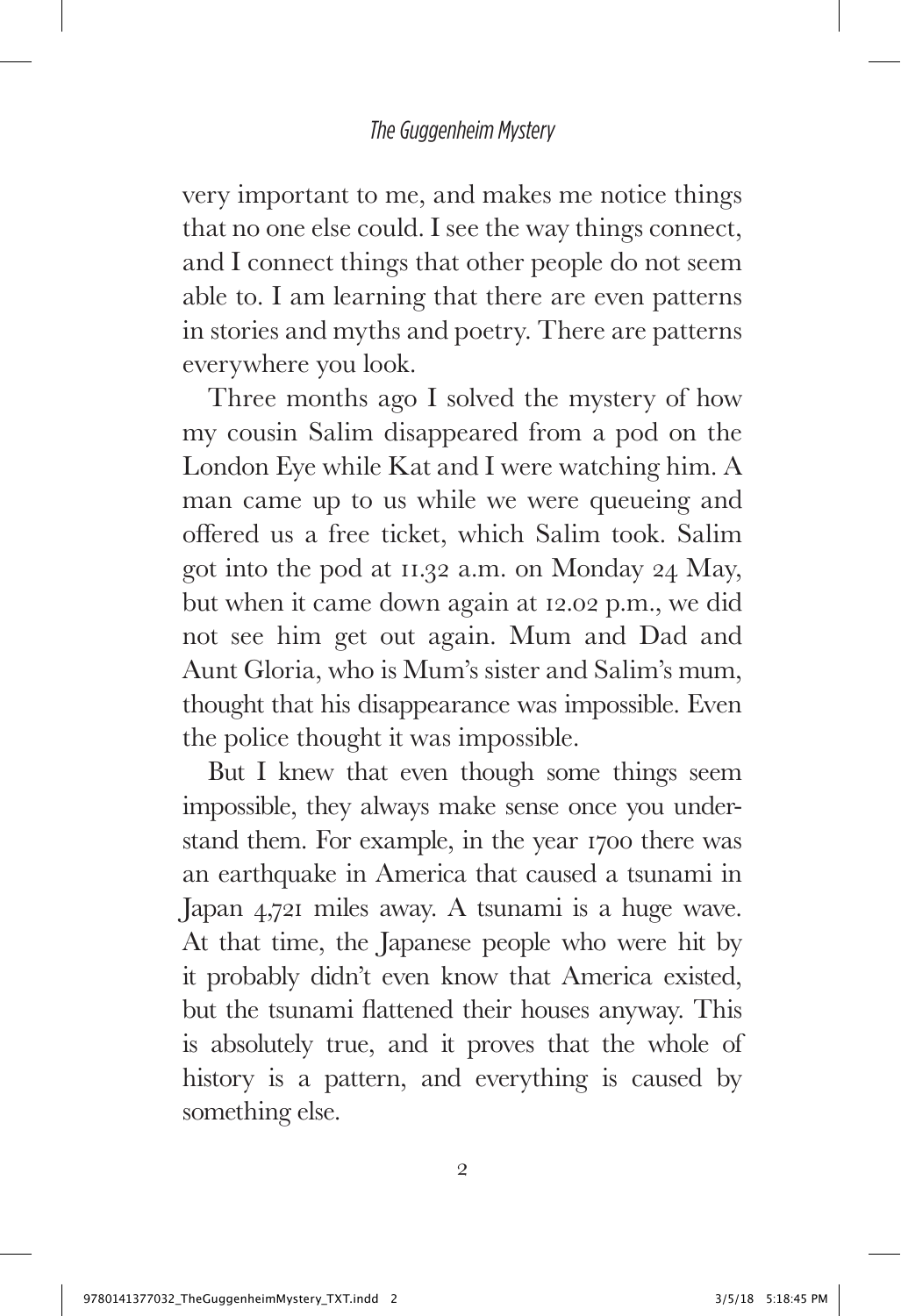very important to me, and makes me notice things that no one else could. I see the way things connect, and I connect things that other people do not seem able to. I am learning that there are even patterns in stories and myths and poetry. There are patterns everywhere you look.

Three months ago I solved the mystery of how my cousin Salim disappeared from a pod on the London Eye while Kat and I were watching him. A man came up to us while we were queueing and offered us a free ticket, which Salim took. Salim got into the pod at 11.32 a.m. on Monday 24 May, but when it came down again at 12.02 p.m., we did not see him get out again. Mum and Dad and Aunt Gloria, who is Mum's sister and Salim's mum, thought that his disappearance was impossible. Even the police thought it was impossible.

But I knew that even though some things seem impossible, they always make sense once you understand them. For example, in the year 1700 there was an earthquake in America that caused a tsunami in Japan 4,721 miles away. A tsunami is a huge wave. At that time, the Japanese people who were hit by it probably didn't even know that America existed, but the tsunami flattened their houses anyway. This is absolutely true, and it proves that the whole of history is a pattern, and everything is caused by something else.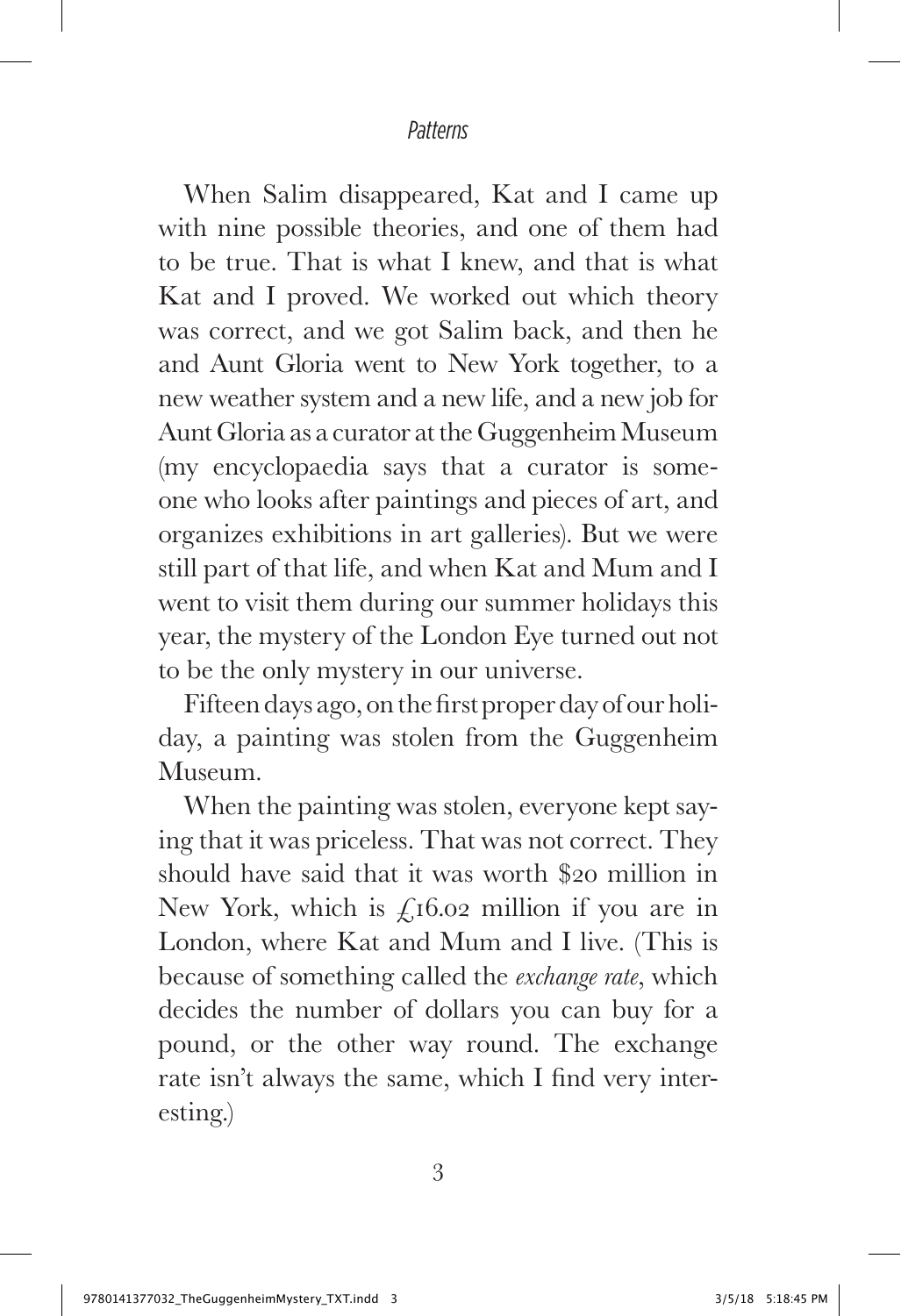When Salim disappeared, Kat and I came up with nine possible theories, and one of them had to be true. That is what I knew, and that is what Kat and I proved. We worked out which theory was correct, and we got Salim back, and then he and Aunt Gloria went to New York together, to a new weather system and a new life, and a new job for Aunt Gloria as a curator at the Guggenheim Museum (my encyclopaedia says that a curator is someone who looks after paintings and pieces of art, and organizes exhibitions in art galleries). But we were still part of that life, and when Kat and Mum and I went to visit them during our summer holidays this year, the mystery of the London Eye turned out not to be the only mystery in our universe.

Fifteen days ago, on the first proper day of our holiday, a painting was stolen from the Guggenheim Museum.

When the painting was stolen, everyone kept saying that it was priceless. That was not correct. They should have said that it was worth $20 million in New York, which is £16.02 million if you are in London, where Kat and Mum and I live. (This is because of something called the *exchange rate*, which decides the number of dollars you can buy for a pound, or the other way round. The exchange rate isn't always the same, which I find very interesting.)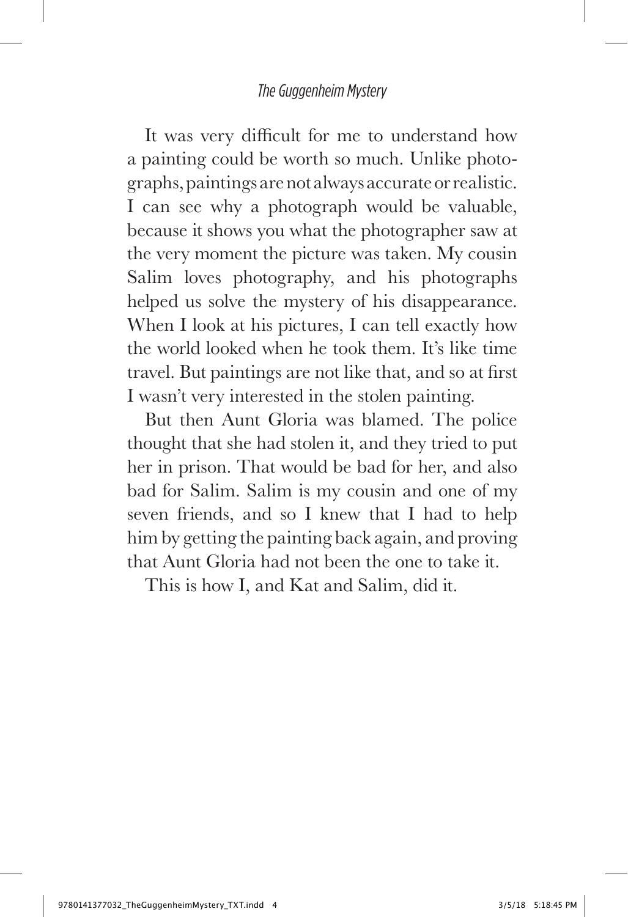It was very difficult for me to understand how a painting could be worth so much. Unlike photographs, paintings are not always accurate or realistic. I can see why a photograph would be valuable, because it shows you what the photographer saw at the very moment the picture was taken. My cousin Salim loves photography, and his photographs helped us solve the mystery of his disappearance. When I look at his pictures, I can tell exactly how the world looked when he took them. It's like time travel. But paintings are not like that, and so at first I wasn't very interested in the stolen painting.

But then Aunt Gloria was blamed. The police thought that she had stolen it, and they tried to put her in prison. That would be bad for her, and also bad for Salim. Salim is my cousin and one of my seven friends, and so I knew that I had to help him by getting the painting back again, and proving that Aunt Gloria had not been the one to take it.

This is how I, and Kat and Salim, did it.